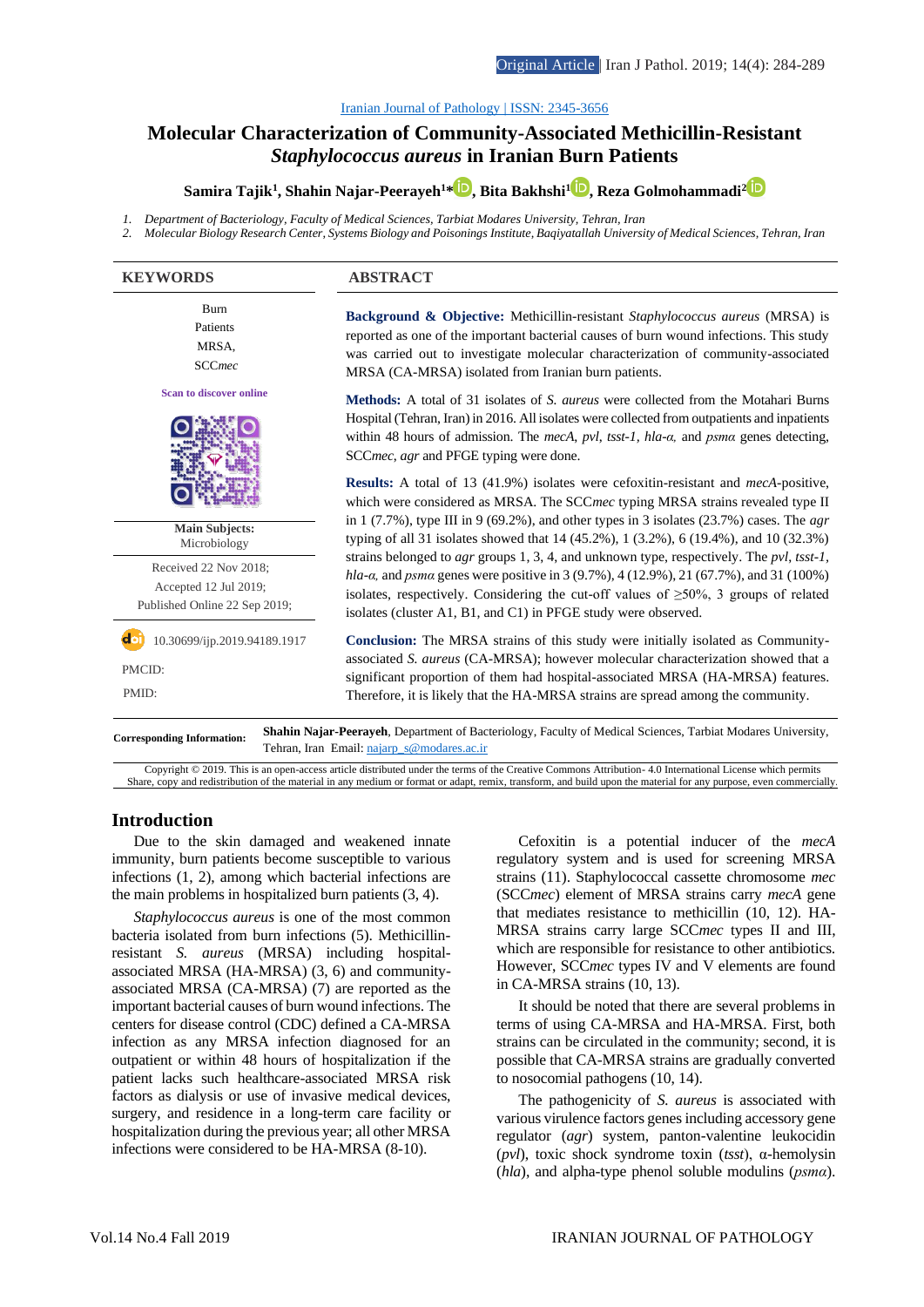Iranian Journal of Pathology | ISSN: 2345-3656

# Molecular Characterization of Community-Associated Methicillin-Resistant *Staphylococcus aureus* in Iranian Burn Patients

**Samira Tajik[1], Shahin Najar-Peerayeh[1]*, Bita Bakhshi[1], Reza Golmohammadi[2]**

1. *Department of Bacteriology, Faculty of Medical Sciences, Tarbiat Modares University, Tehran, Iran*
2. *Molecular Biology Research Center, Systems Biology and Poisonings Institute, Baqiyatallah University of Medical Sciences, Tehran, Iran*

**KEYWORDS**

Burn
Patients
MRSA,
SCC*mec*

Scan to discover online

**Main Subjects:**
Microbiology

Received 22 Nov 2018;
Accepted 12 Jul 2019;
Published Online 22 Sep 2019;

10.30699/ijp.2019.94189.1917

PMCID:

PMID:

**ABSTRACT**

**Background & Objective:** Methicillin-resistant *Staphylococcus aureus* (MRSA) is reported as one of the important bacterial causes of burn wound infections. This study was carried out to investigate molecular characterization of community-associated MRSA (CA-MRSA) isolated from Iranian burn patients.

**Methods:** A total of 31 isolates of *S. aureus* were collected from the Motahari Burns Hospital (Tehran, Iran) in 2016. All isolates were collected from outpatients and inpatients within 48 hours of admission. The *mecA*, *pvl*, *tsst-1*, *hla-α*, and *psmα* genes detecting, SCC*mec*, *agr* and PFGE typing were done.

**Results:** A total of 13 (41.9%) isolates were cefoxitin-resistant and *mecA*-positive, which were considered as MRSA. The SCC*mec* typing MRSA strains revealed type II in 1 (7.7%), type III in 9 (69.2%), and other types in 3 isolates (23.7%) cases. The *agr* typing of all 31 isolates showed that 14 (45.2%), 1 (3.2%), 6 (19.4%), and 10 (32.3%) strains belonged to *agr* groups 1, 3, 4, and unknown type, respectively. The *pvl*, *tsst-1*, *hla-α*, and *psmα* genes were positive in 3 (9.7%), 4 (12.9%), 21 (67.7%), and 31 (100%) isolates, respectively. Considering the cut-off values of ≥50%, 3 groups of related isolates (cluster A1, B1, and C1) in PFGE study were observed.

**Conclusion:** The MRSA strains of this study were initially isolated as Community-associated *S. aureus* (CA-MRSA); however molecular characterization showed that a significant proportion of them had hospital-associated MRSA (HA-MRSA) features. Therefore, it is likely that the HA-MRSA strains are spread among the community.

**Corresponding Information:** **Shahin Najar-Peerayeh**, Department of Bacteriology, Faculty of Medical Sciences, Tarbiat Modares University, Tehran, Iran Email: najarp_s@modares.ac.ir

Copyright © 2019. This is an open-access article distributed under the terms of the Creative Commons Attribution- 4.0 International License which permits Share, copy and redistribution of the material in any medium or format or adapt, remix, transform, and build upon the material for any purpose, even commercially.

## Introduction

Due to the skin damaged and weakened innate immunity, burn patients become susceptible to various infections (1, 2), among which bacterial infections are the main problems in hospitalized burn patients (3, 4).

*Staphylococcus aureus* is one of the most common bacteria isolated from burn infections (5). Methicillin-resistant *S. aureus* (MRSA) including hospital-associated MRSA (HA-MRSA) (3, 6) and community-associated MRSA (CA-MRSA) (7) are reported as the important bacterial causes of burn wound infections. The centers for disease control (CDC) defined a CA-MRSA infection as any MRSA infection diagnosed for an outpatient or within 48 hours of hospitalization if the patient lacks such healthcare-associated MRSA risk factors as dialysis or use of invasive medical devices, surgery, and residence in a long-term care facility or hospitalization during the previous year; all other MRSA infections were considered to be HA-MRSA (8-10).

Cefoxitin is a potential inducer of the *mecA* regulatory system and is used for screening MRSA strains (11). Staphylococcal cassette chromosome *mec* (SCC*mec*) element of MRSA strains carry *mecA* gene that mediates resistance to methicillin (10, 12). HA-MRSA strains carry large SCC*mec* types II and III, which are responsible for resistance to other antibiotics. However, SCC*mec* types IV and V elements are found in CA-MRSA strains (10, 13).

It should be noted that there are several problems in terms of using CA-MRSA and HA-MRSA. First, both strains can be circulated in the community; second, it is possible that CA-MRSA strains are gradually converted to nosocomial pathogens (10, 14).

The pathogenicity of *S. aureus* is associated with various virulence factors genes including accessory gene regulator (*agr*) system, panton-valentine leukocidin (*pvl*), toxic shock syndrome toxin (*tsst*), α-hemolysin (*hla*), and alpha-type phenol soluble modulins (*psmα*).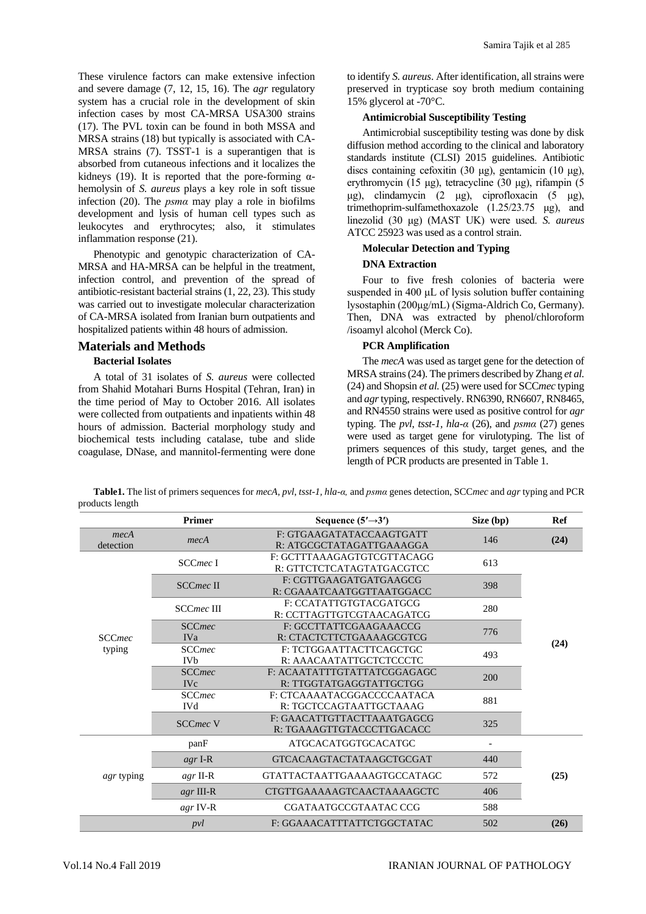These virulence factors can make extensive infection and severe damage (7, 12, 15, 16). The *agr* regulatory system has a crucial role in the development of skin infection cases by most CA-MRSA USA300 strains (17). The PVL toxin can be found in both MSSA and MRSA strains (18) but typically is associated with CA-MRSA strains (7). TSST-1 is a superantigen that is absorbed from cutaneous infections and it localizes the kidneys (19). It is reported that the pore-forming α-hemolysin of *S. aureus* plays a key role in soft tissue infection (20). The *psmα* may play a role in biofilms development and lysis of human cell types such as leukocytes and erythrocytes; also, it stimulates inflammation response (21).

Phenotypic and genotypic characterization of CA-MRSA and HA-MRSA can be helpful in the treatment, infection control, and prevention of the spread of antibiotic-resistant bacterial strains (1, 22, 23). This study was carried out to investigate molecular characterization of CA-MRSA isolated from Iranian burn outpatients and hospitalized patients within 48 hours of admission.

## Materials and Methods

### Bacterial Isolates

A total of 31 isolates of *S. aureus* were collected from Shahid Motahari Burns Hospital (Tehran, Iran) in the time period of May to October 2016. All isolates were collected from outpatients and inpatients within 48 hours of admission. Bacterial morphology study and biochemical tests including catalase, tube and slide coagulase, DNase, and mannitol-fermenting were done to identify *S. aureus*. After identification, all strains were preserved in trypticase soy broth medium containing 15% glycerol at -70°C.

### Antimicrobial Susceptibility Testing

Antimicrobial susceptibility testing was done by disk diffusion method according to the clinical and laboratory standards institute (CLSI) 2015 guidelines. Antibiotic discs containing cefoxitin (30 μg), gentamicin (10 μg), erythromycin (15 μg), tetracycline (30 μg), rifampin (5 μg), clindamycin (2 μg), ciprofloxacin (5 μg), trimethoprim-sulfamethoxazole (1.25/23.75 μg), and linezolid (30 μg) (MAST UK) were used. *S. aureus* ATCC 25923 was used as a control strain.

### Molecular Detection and Typing

### DNA Extraction

Four to five fresh colonies of bacteria were suspended in 400 μL of lysis solution buffer containing lysostaphin (200μg/mL) (Sigma-Aldrich Co, Germany). Then, DNA was extracted by phenol/chloroform /isoamyl alcohol (Merck Co).

### PCR Amplification

The *mecA* was used as target gene for the detection of MRSA strains (24). The primers described by Zhang *et al.* (24) and Shopsin *et al.* (25) were used for SCC*mec* typing and *agr* typing, respectively. RN6390, RN6607, RN8465, and RN4550 strains were used as positive control for *agr* typing. The *pvl*, *tsst-1*, *hla-α* (26), and *psmα* (27) genes were used as target gene for virulotyping. The list of primers sequences of this study, target genes, and the length of PCR products are presented in Table 1.

**Table1.** The list of primers sequences for *mecA*, *pvl*, *tsst-1*, *hla-α,* and *psmα* genes detection, SCC*mec* and *agr* typing and PCR products length

| | Primer | Sequence (5′→3′) | Size (bp) | Ref |
|---|---|---|---|---|
| *mecA* detection | *mecA* | F: GTGAAGATATACCAAGTGATT<br>R: ATGCGCTATAGATTGAAAGGA | 146 | **(24)** |
| SCC*mec* typing | SCC*mec* I | F: GCTTTAAAGAGTGTCGTTACAGG<br>R: GTTCTCTCATAGTATGACGTCC | 613 | **(24)** |
| | SCC*mec* II | F: CGTTGAAGATGATGAAGCG<br>R: CGAAATCAATGGTTAATGGACC | 398 | |
| | SCC*mec* III | F: CCATATTGTGTACGATGCG<br>R: CCTTAGTTGTCGTAACAGATCG | 280 | |
| | SCC*mec* IVa | F: GCCTTATTCGAAGAAACCG<br>R: CTACTCTTCTGAAAAGCGTCG | 776 | |
| | SCC*mec* IVb | F: TCTGGAATTACTTCAGCTGC<br>R: AAACAATATTGCTCTCCCTC | 493 | |
| | SCC*mec* IVc | F: ACAATATTTGTATTATCGGAGAGC<br>R: TTGGTATGAGGTATTGCTGG | 200 | |
| | SCC*mec* IVd | F: CTCAAAATACGGACCCCAATACA<br>R: TGCTCCAGTAATTGCTAAAG | 881 | |
| | SCC*mec* V | F: GAACATTGTTACTTAAATGAGCG<br>R: TGAAAGTTGTACCCTTGACACC | 325 | |
| *agr* typing | panF | ATGCACATGGTGCACATGC | - | **(25)** |
| | *agr* I-R | GTCACAAGTACTATAAGCTGCGAT | 440 | |
| | *agr* II-R | GTATTACTAATTGAAAAGTGCCATAGC | 572 | |
| | *agr* III-R | CTGTTGAAAAAGTCAACTAAAAGCTC | 406 | |
| | *agr* IV-R | CGATAATGCCGTAATAC CCG | 588 | |
| | *pvl* | F: GGAAACATTTATTCTGGCTATAC | 502 | **(26)** |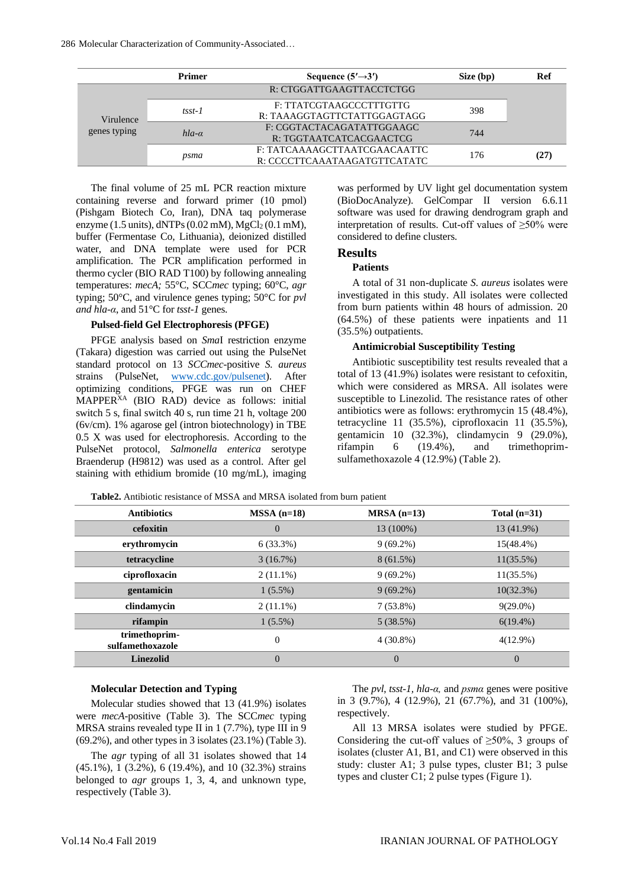| | Primer | Sequence (5′→3′) | Size (bp) | Ref |
|---|---|---|---|---|
| | | R: CTGGATTGAAGTTACCTCTGG | | |
| Virulence genes typing | *tsst-1* | F: TTATCGTAAGCCCTTTGTTG<br>R: TAAAGGTAGTTCTATTGGAGTAGG | 398 | |
| | *hla-α* | F: CGGTACTACAGATATTGGAAGC<br>R: TGGTAATCATCACGAACTCG | 744 | |
| | *psma* | F: TATCAAAAGCTTAATCGAACAATTC<br>R: CCCCTTCAAATAAGATGTTCATATC | 176 | (27) |

The final volume of 25 mL PCR reaction mixture containing reverse and forward primer (10 pmol) (Pishgam Biotech Co, Iran), DNA taq polymerase enzyme (1.5 units), dNTPs (0.02 mM), $MgCl_2$ (0.1 mM), buffer (Fermentase Co, Lithuania), deionized distilled water, and DNA template were used for PCR amplification. The PCR amplification performed in thermo cycler (BIO RAD T100) by following annealing temperatures: *mecA;* 55°C, SCC*mec* typing; 60°C, *agr* typing; 50°C, and virulence genes typing; 50°C for *pvl and hla-α*, and 51°C for *tsst-1* genes.

### Pulsed-field Gel Electrophoresis (PFGE)

PFGE analysis based on *Sma*I restriction enzyme (Takara) digestion was carried out using the PulseNet standard protocol on 13 *SCCmec*-positive *S. aureus* strains (PulseNet, www.cdc.gov/pulsenet). After optimizing conditions, PFGE was run on CHEF MAPPER$^{XA}$ (BIO RAD) device as follows: initial switch 5 s, final switch 40 s, run time 21 h, voltage 200 (6v/cm). 1% agarose gel (intron biotechnology) in TBE 0.5 X was used for electrophoresis. According to the PulseNet protocol, *Salmonella enterica* serotype Braenderup (H9812) was used as a control. After gel staining with ethidium bromide (10 mg/mL), imaging was performed by UV light gel documentation system (BioDocAnalyze). GelCompar II version 6.6.11 software was used for drawing dendrogram graph and interpretation of results. Cut-off values of ≥50% were considered to define clusters.

## Results

### Patients

A total of 31 non-duplicate *S. aureus* isolates were investigated in this study. All isolates were collected from burn patients within 48 hours of admission. 20 (64.5%) of these patients were inpatients and 11 (35.5%) outpatients.

### Antimicrobial Susceptibility Testing

Antibiotic susceptibility test results revealed that a total of 13 (41.9%) isolates were resistant to cefoxitin, which were considered as MRSA. All isolates were susceptible to Linezolid. The resistance rates of other antibiotics were as follows: erythromycin 15 (48.4%), tetracycline 11 (35.5%), ciprofloxacin 11 (35.5%), gentamicin 10 (32.3%), clindamycin 9 (29.0%), rifampin 6 (19.4%), and trimethoprim-sulfamethoxazole 4 (12.9%) (Table 2).

**Table2.** Antibiotic resistance of MSSA and MRSA isolated from burn patient

| Antibiotics | MSSA (n=18) | MRSA (n=13) | Total (n=31) |
|---|---|---|---|
| **cefoxitin** | 0 | 13 (100%) | 13 (41.9%) |
| **erythromycin** | 6 (33.3%) | 9 (69.2%) | 15(48.4%) |
| **tetracycline** | 3 (16.7%) | 8 (61.5%) | 11(35.5%) |
| **ciprofloxacin** | 2 (11.1%) | 9 (69.2%) | 11(35.5%) |
| **gentamicin** | 1 (5.5%) | 9 (69.2%) | 10(32.3%) |
| **clindamycin** | 2 (11.1%) | 7 (53.8%) | 9(29.0%) |
| **rifampin** | 1 (5.5%) | 5 (38.5%) | 6(19.4%) |
| **trimethoprim-sulfamethoxazole** | 0 | 4 (30.8%) | 4(12.9%) |
| **Linezolid** | 0 | 0 | 0 |

### Molecular Detection and Typing

Molecular studies showed that 13 (41.9%) isolates were *mecA*-positive (Table 3). The SCC*mec* typing MRSA strains revealed type II in 1 (7.7%), type III in 9 (69.2%), and other types in 3 isolates (23.1%) (Table 3).

The *agr* typing of all 31 isolates showed that 14 (45.1%), 1 (3.2%), 6 (19.4%), and 10 (32.3%) strains belonged to *agr* groups 1, 3, 4, and unknown type, respectively (Table 3).

The *pvl*, *tsst-1*, *hla-α,* and *psmα* genes were positive in 3 (9.7%), 4 (12.9%), 21 (67.7%), and 31 (100%), respectively.

All 13 MRSA isolates were studied by PFGE. Considering the cut-off values of ≥50%, 3 groups of isolates (cluster A1, B1, and C1) were observed in this study: cluster A1; 3 pulse types, cluster B1; 3 pulse types and cluster C1; 2 pulse types (Figure 1).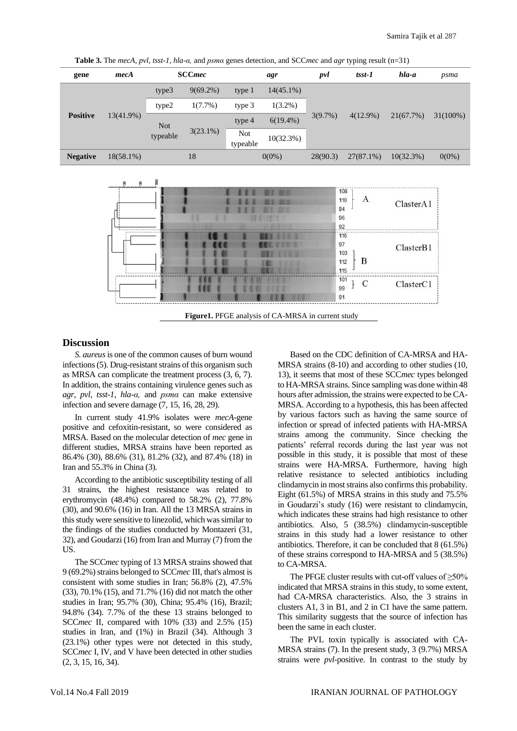**Table 3.** The *mecA*, *pvl*, *tsst-1*, *hla-α,* and *psmα* genes detection, and SCC*mec* and *agr* typing result (n=31)

| gene | *mecA* | **SCC*mec*** | | *agr* | | *pvl* | *tsst-1* | *hla-a* | *psma* |
|---|---|---|---|---|---|---|---|---|---|
| **Positive** | 13(41.9%) | type3 | 9(69.2%) | type 1 | 14(45.1%) | 3(9.7%) | 4(12.9%) | 21(67.7%) | 31(100%) |
| | | type2 | 1(7.7%) | type 3 | 1(3.2%) | | | | |
| | | Not typeable | 3(23.1%) | type 4 | 6(19.4%) | | | | |
| | | | | Not typeable | 10(32.3%) | | | | |
| **Negative** | 18(58.1%) | 18 | | 0(0%) | | 28(90.3) | 27(87.1%) | 10(32.3%) | 0(0%) |

**Figure1.** PFGE analysis of CA-MRSA in current study

## Discussion

*S. aureus* is one of the common causes of burn wound infections (5). Drug-resistant strains of this organism such as MRSA can complicate the treatment process (3, 6, 7). In addition, the strains containing virulence genes such as *agr*, *pvl*, *tsst-1*, *hla-α,* and *psmα* can make extensive infection and severe damage (7, 15, 16, 28, 29).

In current study 41.9% isolates were *mecA*-gene positive and cefoxitin-resistant, so were considered as MRSA. Based on the molecular detection of *mec* gene in different studies, MRSA strains have been reported as 86.4% (30), 88.6% (31), 81.2% (32), and 87.4% (18) in Iran and 55.3% in China (3).

According to the antibiotic susceptibility testing of all 31 strains, the highest resistance was related to erythromycin (48.4%) compared to 58.2% (2), 77.8% (30), and 90.6% (16) in Iran. All the 13 MRSA strains in this study were sensitive to linezolid, which was similar to the findings of the studies conducted by Montazeri (31, 32), and Goudarzi (16) from Iran and Murray (7) from the US.

The SCC*mec* typing of 13 MRSA strains showed that 9 (69.2%) strains belonged to SCC*mec* III, that's almost is consistent with some studies in Iran; 56.8% (2), 47.5% (33), 70.1% (15), and 71.7% (16) did not match the other studies in Iran; 95.7% (30), China; 95.4% (16), Brazil; 94.8% (34). 7.7% of the these 13 strains belonged to SCC*mec* II, compared with 10% (33) and 2.5% (15) studies in Iran, and (1%) in Brazil (34). Although 3 (23.1%) other types were not detected in this study, SCC*mec* I, IV, and V have been detected in other studies (2, 3, 15, 16, 34).

Based on the CDC definition of CA-MRSA and HA-MRSA strains (8-10) and according to other studies (10, 13), it seems that most of these SCC*mec* types belonged to HA-MRSA strains. Since sampling was done within 48 hours after admission, the strains were expected to be CA-MRSA. According to a hypothesis, this has been affected by various factors such as having the same source of infection or spread of infected patients with HA-MRSA strains among the community. Since checking the patients' referral records during the last year was not possible in this study, it is possible that most of these strains were HA-MRSA. Furthermore, having high relative resistance to selected antibiotics including clindamycin in most strains also confirms this probability. Eight (61.5%) of MRSA strains in this study and 75.5% in Goudarzi's study (16) were resistant to clindamycin, which indicates these strains had high resistance to other antibiotics. Also, 5 (38.5%) clindamycin-susceptible strains in this study had a lower resistance to other antibiotics. Therefore, it can be concluded that 8 (61.5%) of these strains correspond to HA-MRSA and 5 (38.5%) to CA-MRSA.

The PFGE cluster results with cut-off values of ≥50% indicated that MRSA strains in this study, to some extent, had CA-MRSA characteristics. Also, the 3 strains in clusters A1, 3 in B1, and 2 in C1 have the same pattern. This similarity suggests that the source of infection has been the same in each cluster.

The PVL toxin typically is associated with CA-MRSA strains (7). In the present study, 3 (9.7%) MRSA strains were *pvl*-positive. In contrast to the study by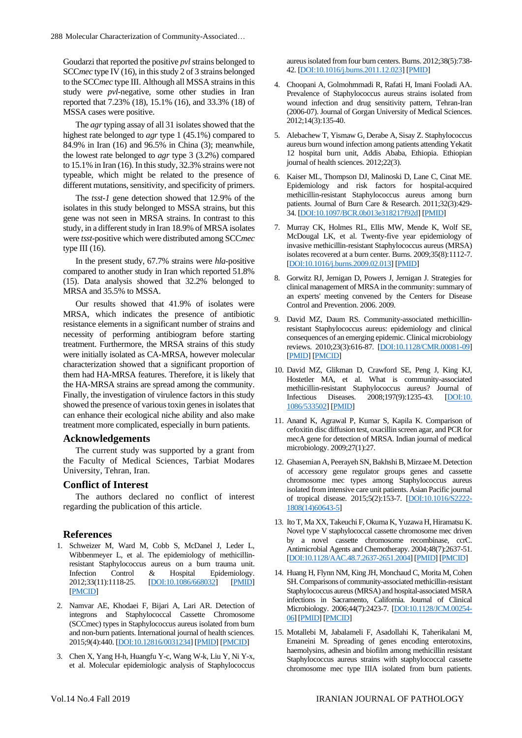Goudarzi that reported the positive *pvl* strains belonged to SCC*mec* type IV (16), in this study 2 of 3 strains belonged to the SCC*mec* type III. Although all MSSA strains in this study were *pvl*-negative, some other studies in Iran reported that 7.23% (18), 15.1% (16), and 33.3% (18) of MSSA cases were positive.

The *agr* typing assay of all 31 isolates showed that the highest rate belonged to *agr* type 1 (45.1%) compared to 84.9% in Iran (16) and 96.5% in China (3); meanwhile, the lowest rate belonged to *agr* type 3 (3.2%) compared to 15.1% in Iran (16). In this study, 32.3% strains were not typeable, which might be related to the presence of different mutations, sensitivity, and specificity of primers.

The *tsst-1* gene detection showed that 12.9% of the isolates in this study belonged to MSSA strains, but this gene was not seen in MRSA strains. In contrast to this study, in a different study in Iran 18.9% of MRSA isolates were *tsst*-positive which were distributed among SCC*mec* type III (16).

In the present study, 67.7% strains were *hla*-positive compared to another study in Iran which reported 51.8% (15). Data analysis showed that 32.2% belonged to MRSA and 35.5% to MSSA.

Our results showed that 41.9% of isolates were MRSA, which indicates the presence of antibiotic resistance elements in a significant number of strains and necessity of performing antibiogram before starting treatment. Furthermore, the MRSA strains of this study were initially isolated as CA-MRSA, however molecular characterization showed that a significant proportion of them had HA-MRSA features. Therefore, it is likely that the HA-MRSA strains are spread among the community. Finally, the investigation of virulence factors in this study showed the presence of various toxin genes in isolates that can enhance their ecological niche ability and also make treatment more complicated, especially in burn patients.

## Acknowledgements

The current study was supported by a grant from the Faculty of Medical Sciences, Tarbiat Modares University, Tehran, Iran.

## Conflict of Interest

The authors declared no conflict of interest regarding the publication of this article.

## References

1. Schweizer M, Ward M, Cobb S, McDanel J, Leder L, Wibbenmeyer L, et al. The epidemiology of methicillin-resistant Staphylococcus aureus on a burn trauma unit. Infection Control & Hospital Epidemiology. 2012;33(11):1118-25. [DOI:10.1086/668032] [PMID] [PMCID]
2. Namvar AE, Khodaei F, Bijari A, Lari AR. Detection of integrons and Staphylococcal Cassette Chromosome (SCCmec) types in Staphylococcus aureus isolated from burn and non-burn patients. International journal of health sciences. 2015;9(4):440. [DOI:10.12816/0031234] [PMID] [PMCID]
3. Chen X, Yang H-h, Huangfu Y-c, Wang W-k, Liu Y, Ni Y-x, et al. Molecular epidemiologic analysis of Staphylococcus aureus isolated from four burn centers. Burns. 2012;38(5):738-42. [DOI:10.1016/j.burns.2011.12.023] [PMID]
4. Choopani A, Golmohmmadi R, Rafati H, Imani Fooladi AA. Prevalence of Staphylococcus aureus strains isolated from wound infection and drug sensitivity pattern, Tehran-Iran (2006-07). Journal of Gorgan University of Medical Sciences. 2012;14(3):135-40.
5. Alebachew T, Yismaw G, Derabe A, Sisay Z. Staphylococcus aureus burn wound infection among patients attending Yekatit 12 hospital burn unit, Addis Ababa, Ethiopia. Ethiopian journal of health sciences. 2012;22(3).
6. Kaiser ML, Thompson DJ, Malinoski D, Lane C, Cinat ME. Epidemiology and risk factors for hospital-acquired methicillin-resistant Staphylococcus aureus among burn patients. Journal of Burn Care & Research. 2011;32(3):429-34. [DOI:10.1097/BCR.0b013e318217f92d] [PMID]
7. Murray CK, Holmes RL, Ellis MW, Mende K, Wolf SE, McDougal LK, et al. Twenty-five year epidemiology of invasive methicillin-resistant Staphylococcus aureus (MRSA) isolates recovered at a burn center. Burns. 2009;35(8):1112-7. [DOI:10.1016/j.burns.2009.02.013] [PMID]
8. Gorwitz RJ, Jernigan D, Powers J, Jernigan J. Strategies for clinical management of MRSA in the community: summary of an experts' meeting convened by the Centers for Disease Control and Prevention. 2006. 2009.
9. David MZ, Daum RS. Community-associated methicillin-resistant Staphylococcus aureus: epidemiology and clinical consequences of an emerging epidemic. Clinical microbiology reviews. 2010;23(3):616-87. [DOI:10.1128/CMR.00081-09] [PMID] [PMCID]
10. David MZ, Glikman D, Crawford SE, Peng J, King KJ, Hostetler MA, et al. What is community-associated methicillin-resistant Staphylococcus aureus? Journal of Infectious Diseases. 2008;197(9):1235-43. [DOI:10.1086/533502] [PMID]
11. Anand K, Agrawal P, Kumar S, Kapila K. Comparison of cefoxitin disc diffusion test, oxacillin screen agar, and PCR for mecA gene for detection of MRSA. Indian journal of medical microbiology. 2009;27(1):27.
12. Ghasemian A, Peerayeh SN, Bakhshi B, Mirzaee M. Detection of accessory gene regulator groups genes and cassette chromosome mec types among Staphylococcus aureus isolated from intensive care unit patients. Asian Pacific journal of tropical disease. 2015;5(2):153-7. [DOI:10.1016/S2222-1808(14)60643-5]
13. Ito T, Ma XX, Takeuchi F, Okuma K, Yuzawa H, Hiramatsu K. Novel type V staphylococcal cassette chromosome mec driven by a novel cassette chromosome recombinase, ccrC. Antimicrobial Agents and Chemotherapy. 2004;48(7):2637-51. [DOI:10.1128/AAC.48.7.2637-2651.2004] [PMID] [PMCID]
14. Huang H, Flynn NM, King JH, Monchaud C, Morita M, Cohen SH. Comparisons of community-associated methicillin-resistant Staphylococcus aureus (MRSA) and hospital-associated MSRA infections in Sacramento, California. Journal of Clinical Microbiology. 2006;44(7):2423-7. [DOI:10.1128/JCM.00254-06] [PMID] [PMCID]
15. Motallebi M, Jabalameli F, Asadollahi K, Taherikalani M, Emaneini M. Spreading of genes encoding enterotoxins, haemolysins, adhesin and biofilm among methicillin resistant Staphylococcus aureus strains with staphylococcal cassette chromosome mec type IIIA isolated from burn patients.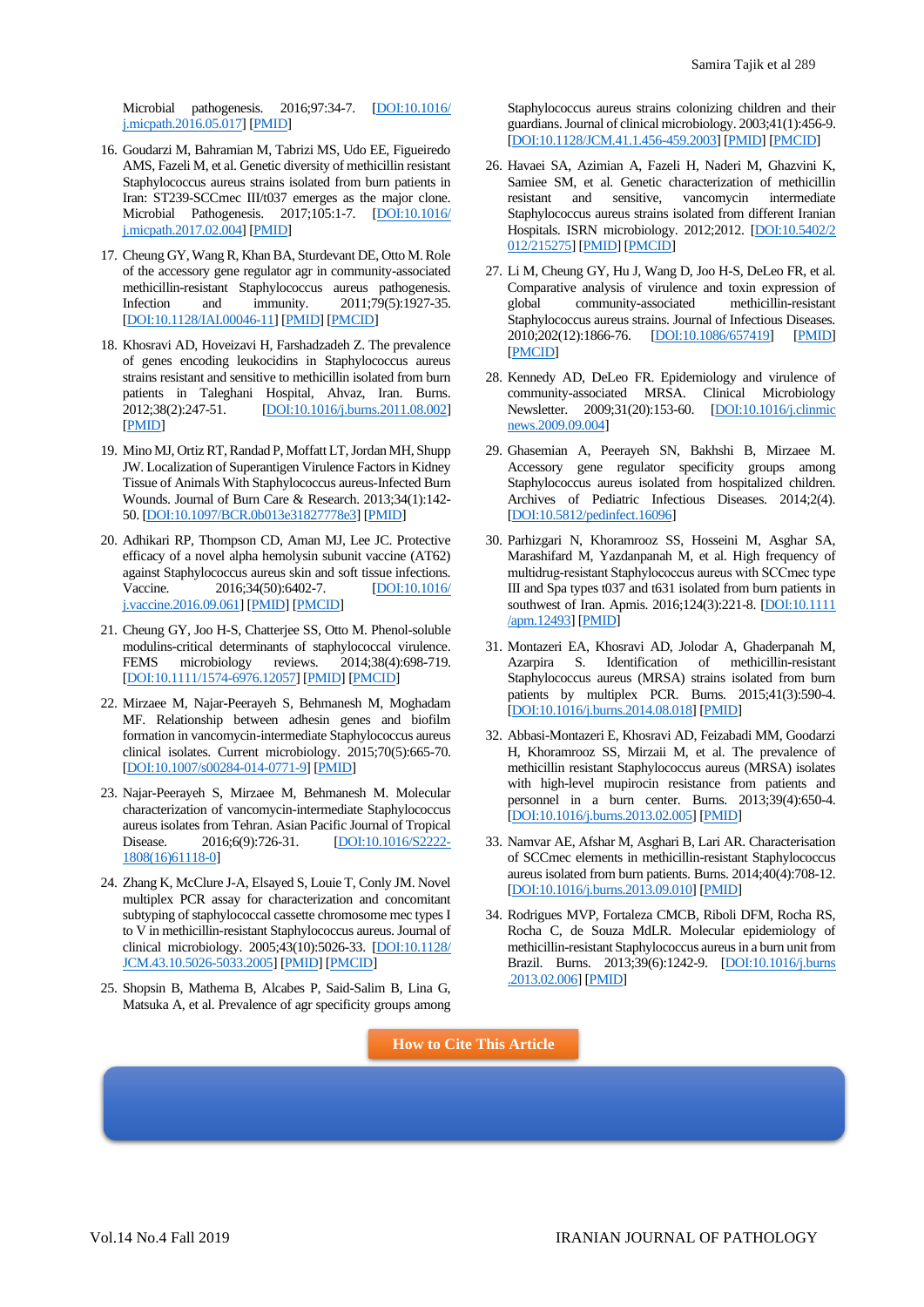Microbial pathogenesis. 2016;97:34-7. [DOI:10.1016/j.micpath.2016.05.017] [PMID]

16. Goudarzi M, Bahramian M, Tabrizi MS, Udo EE, Figueiredo AMS, Fazeli M, et al. Genetic diversity of methicillin resistant Staphylococcus aureus strains isolated from burn patients in Iran: ST239-SCCmec III/t037 emerges as the major clone. Microbial Pathogenesis. 2017;105:1-7. [DOI:10.1016/j.micpath.2017.02.004] [PMID]

17. Cheung GY, Wang R, Khan BA, Sturdevant DE, Otto M. Role of the accessory gene regulator agr in community-associated methicillin-resistant Staphylococcus aureus pathogenesis. Infection and immunity. 2011;79(5):1927-35. [DOI:10.1128/IAI.00046-11] [PMID] [PMCID]

18. Khosravi AD, Hoveizavi H, Farshadzadeh Z. The prevalence of genes encoding leukocidins in Staphylococcus aureus strains resistant and sensitive to methicillin isolated from burn patients in Taleghani Hospital, Ahvaz, Iran. Burns. 2012;38(2):247-51. [DOI:10.1016/j.burns.2011.08.002] [PMID]

19. Mino MJ, Ortiz RT, Randad P, Moffatt LT, Jordan MH, Shupp JW. Localization of Superantigen Virulence Factors in Kidney Tissue of Animals With Staphylococcus aureus-Infected Burn Wounds. Journal of Burn Care & Research. 2013;34(1):142-50. [DOI:10.1097/BCR.0b013e31827778e3] [PMID]

20. Adhikari RP, Thompson CD, Aman MJ, Lee JC. Protective efficacy of a novel alpha hemolysin subunit vaccine (AT62) against Staphylococcus aureus skin and soft tissue infections. Vaccine. 2016;34(50):6402-7. [DOI:10.1016/j.vaccine.2016.09.061] [PMID] [PMCID]

21. Cheung GY, Joo H-S, Chatterjee SS, Otto M. Phenol-soluble modulins-critical determinants of staphylococcal virulence. FEMS microbiology reviews. 2014;38(4):698-719. [DOI:10.1111/1574-6976.12057] [PMID] [PMCID]

22. Mirzaee M, Najar-Peerayeh S, Behmanesh M, Moghadam MF. Relationship between adhesin genes and biofilm formation in vancomycin-intermediate Staphylococcus aureus clinical isolates. Current microbiology. 2015;70(5):665-70. [DOI:10.1007/s00284-014-0771-9] [PMID]

23. Najar-Peerayeh S, Mirzaee M, Behmanesh M. Molecular characterization of vancomycin-intermediate Staphylococcus aureus isolates from Tehran. Asian Pacific Journal of Tropical Disease. 2016;6(9):726-31. [DOI:10.1016/S2222-1808(16)61118-0]

24. Zhang K, McClure J-A, Elsayed S, Louie T, Conly JM. Novel multiplex PCR assay for characterization and concomitant subtyping of staphylococcal cassette chromosome mec types I to V in methicillin-resistant Staphylococcus aureus. Journal of clinical microbiology. 2005;43(10):5026-33. [DOI:10.1128/JCM.43.10.5026-5033.2005] [PMID] [PMCID]

25. Shopsin B, Mathema B, Alcabes P, Said-Salim B, Lina G, Matsuka A, et al. Prevalence of agr specificity groups among Staphylococcus aureus strains colonizing children and their guardians. Journal of clinical microbiology. 2003;41(1):456-9. [DOI:10.1128/JCM.41.1.456-459.2003] [PMID] [PMCID]

26. Havaei SA, Azimian A, Fazeli H, Naderi M, Ghazvini K, Samiee SM, et al. Genetic characterization of methicillin resistant and sensitive, vancomycin intermediate Staphylococcus aureus strains isolated from different Iranian Hospitals. ISRN microbiology. 2012;2012. [DOI:10.5402/2012/215275] [PMID] [PMCID]

27. Li M, Cheung GY, Hu J, Wang D, Joo H-S, DeLeo FR, et al. Comparative analysis of virulence and toxin expression of global community-associated methicillin-resistant Staphylococcus aureus strains. Journal of Infectious Diseases. 2010;202(12):1866-76. [DOI:10.1086/657419] [PMID] [PMCID]

28. Kennedy AD, DeLeo FR. Epidemiology and virulence of community-associated MRSA. Clinical Microbiology Newsletter. 2009;31(20):153-60. [DOI:10.1016/j.clinmicnews.2009.09.004]

29. Ghasemian A, Peerayeh SN, Bakhshi B, Mirzaee M. Accessory gene regulator specificity groups among Staphylococcus aureus isolated from hospitalized children. Archives of Pediatric Infectious Diseases. 2014;2(4). [DOI:10.5812/pedinfect.16096]

30. Parhizgari N, Khoramrooz SS, Hosseini M, Asghar SA, Marashifard M, Yazdanpanah M, et al. High frequency of multidrug-resistant Staphylococcus aureus with SCCmec type III and Spa types t037 and t631 isolated from burn patients in southwest of Iran. Apmis. 2016;124(3):221-8. [DOI:10.1111/apm.12493] [PMID]

31. Montazeri EA, Khosravi AD, Jolodar A, Ghaderpanah M, Azarpira S. Identification of methicillin-resistant Staphylococcus aureus (MRSA) strains isolated from burn patients by multiplex PCR. Burns. 2015;41(3):590-4. [DOI:10.1016/j.burns.2014.08.018] [PMID]

32. Abbasi-Montazeri E, Khosravi AD, Feizabadi MM, Goodarzi H, Khoramrooz SS, Mirzaii M, et al. The prevalence of methicillin resistant Staphylococcus aureus (MRSA) isolates with high-level mupirocin resistance from patients and personnel in a burn center. Burns. 2013;39(4):650-4. [DOI:10.1016/j.burns.2013.02.005] [PMID]

33. Namvar AE, Afshar M, Asghari B, Lari AR. Characterisation of SCCmec elements in methicillin-resistant Staphylococcus aureus isolated from burn patients. Burns. 2014;40(4):708-12. [DOI:10.1016/j.burns.2013.09.010] [PMID]

34. Rodrigues MVP, Fortaleza CMCB, Riboli DFM, Rocha RS, Rocha C, de Souza MdLR. Molecular epidemiology of methicillin-resistant Staphylococcus aureus in a burn unit from Brazil. Burns. 2013;39(6):1242-9. [DOI:10.1016/j.burns.2013.02.006] [PMID]

How to Cite This Article